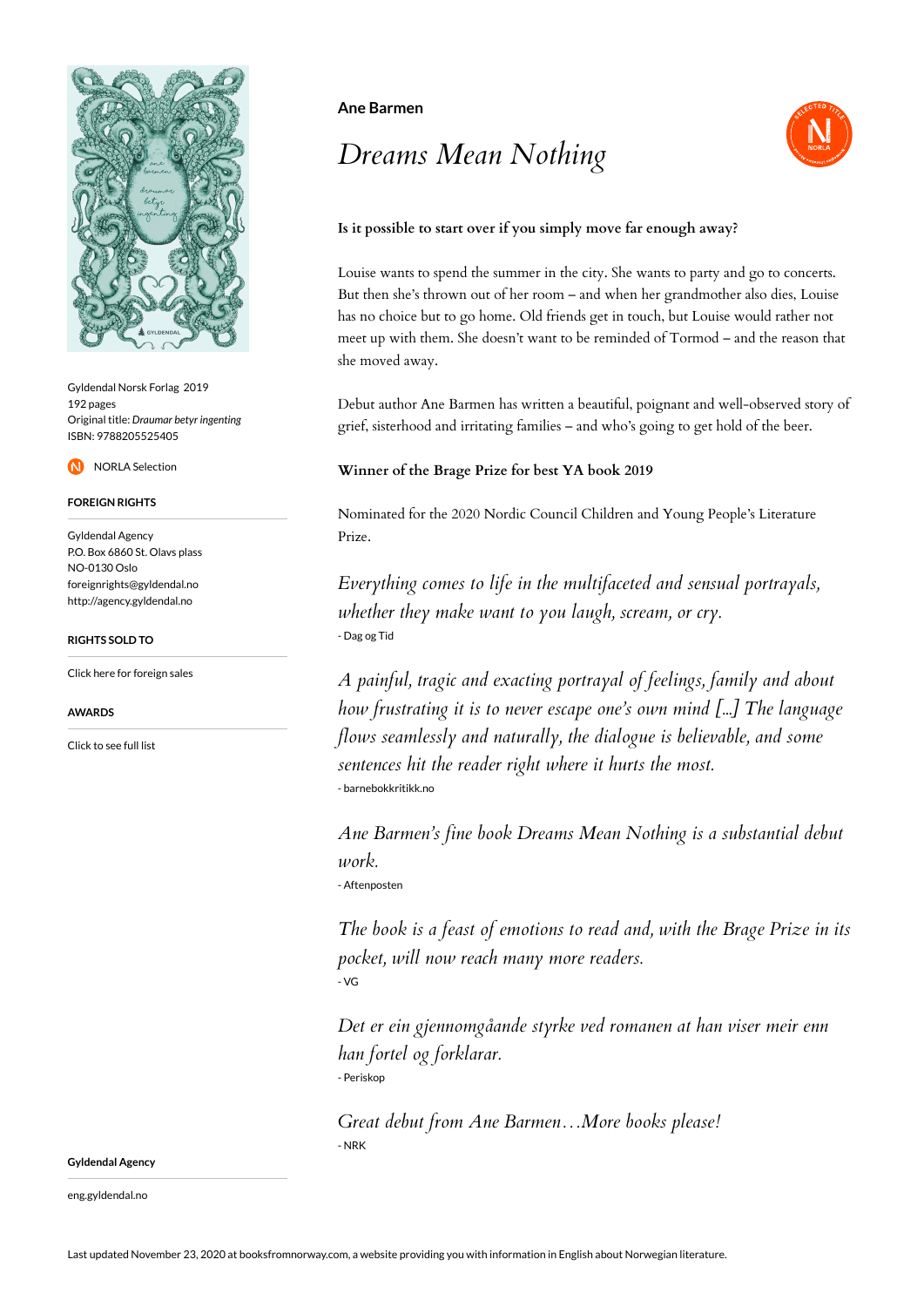Gyldendal Norsk Forlag 2019
192 pages
Original title: *Draumar betyr ingenting*
ISBN: 9788205525405

NORLA Selection

**FOREIGN RIGHTS**

Gyldendal Agency
P.O. Box 6860 St. Olavs plass
NO-0130 Oslo
foreignrights@gyldendal.no
http://agency.gyldendal.no

**RIGHTS SOLD TO**

Click here for foreign sales

**AWARDS**

Click to see full list

**Ane Barmen**

# *Dreams Mean Nothing*

**Is it possible to start over if you simply move far enough away?**

Louise wants to spend the summer in the city. She wants to party and go to concerts. But then she's thrown out of her room – and when her grandmother also dies, Louise has no choice but to go home. Old friends get in touch, but Louise would rather not meet up with them. She doesn't want to be reminded of Tormod – and the reason that she moved away.

Debut author Ane Barmen has written a beautiful, poignant and well-observed story of grief, sisterhood and irritating families – and who's going to get hold of the beer.

**Winner of the Brage Prize for best YA book 2019**

Nominated for the 2020 Nordic Council Children and Young People's Literature Prize.

*Everything comes to life in the multifaceted and sensual portrayals, whether they make want to you laugh, scream, or cry.*
- Dag og Tid

*A painful, tragic and exacting portrayal of feelings, family and about how frustrating it is to never escape one's own mind [...] The language flows seamlessly and naturally, the dialogue is believable, and some sentences hit the reader right where it hurts the most.*
- barnebokkritikk.no

*Ane Barmen's fine book Dreams Mean Nothing is a substantial debut work.*
- Aftenposten

*The book is a feast of emotions to read and, with the Brage Prize in its pocket, will now reach many more readers.*
- VG

*Det er ein gjennomgåande styrke ved romanen at han viser meir enn han fortel og forklarar.*
- Periskop

*Great debut from Ane Barmen…More books please!*
- NRK

**Gyldendal Agency**

eng.gyldendal.no

Last updated November 23, 2020 at booksfromnorway.com, a website providing you with information in English about Norwegian literature.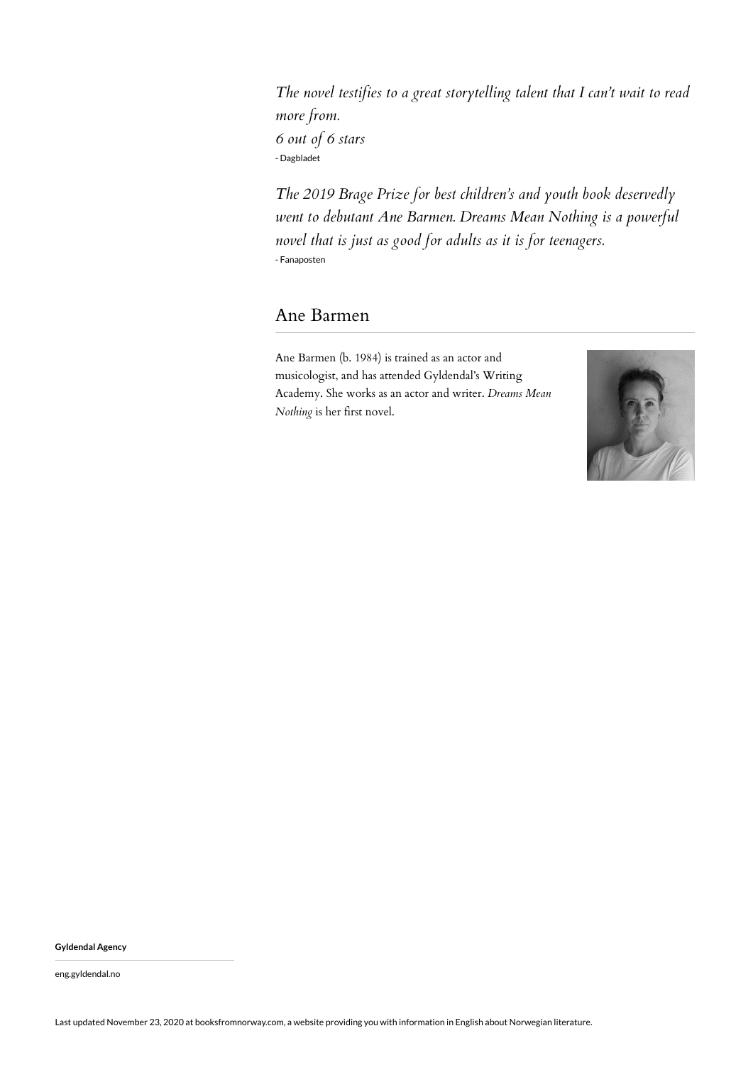*The novel testifies to a great storytelling talent that I can't wait to read more from.*
*6 out of 6 stars*
- Dagbladet

*The 2019 Brage Prize for best children's and youth book deservedly went to debutant Ane Barmen. Dreams Mean Nothing is a powerful novel that is just as good for adults as it is for teenagers.*
- Fanaposten

## Ane Barmen

Ane Barmen (b. 1984) is trained as an actor and musicologist, and has attended Gyldendal's Writing Academy. She works as an actor and writer. *Dreams Mean Nothing* is her first novel.

**Gyldendal Agency**

eng.gyldendal.no

Last updated November 23, 2020 at booksfromnorway.com, a website providing you with information in English about Norwegian literature.